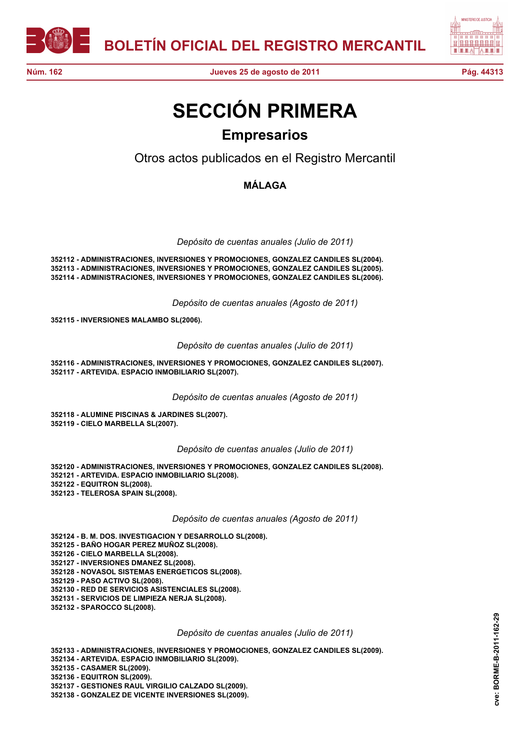# SECCIÓN PRIMERA

## Empresarios

Otros actos publicados en el Registro Mercantil

### MÁLAGA

*Depósito de cuentas anuales (Julio de 2011)*

**352112 - ADMINISTRACIONES, INVERSIONES Y PROMOCIONES, GONZALEZ CANDILES SL(2004).**
**352113 - ADMINISTRACIONES, INVERSIONES Y PROMOCIONES, GONZALEZ CANDILES SL(2005).**
**352114 - ADMINISTRACIONES, INVERSIONES Y PROMOCIONES, GONZALEZ CANDILES SL(2006).**

*Depósito de cuentas anuales (Agosto de 2011)*

**352115 - INVERSIONES MALAMBO SL(2006).**

*Depósito de cuentas anuales (Julio de 2011)*

**352116 - ADMINISTRACIONES, INVERSIONES Y PROMOCIONES, GONZALEZ CANDILES SL(2007).**
**352117 - ARTEVIDA. ESPACIO INMOBILIARIO SL(2007).**

*Depósito de cuentas anuales (Agosto de 2011)*

**352118 - ALUMINE PISCINAS & JARDINES SL(2007).**
**352119 - CIELO MARBELLA SL(2007).**

*Depósito de cuentas anuales (Julio de 2011)*

**352120 - ADMINISTRACIONES, INVERSIONES Y PROMOCIONES, GONZALEZ CANDILES SL(2008).**
**352121 - ARTEVIDA. ESPACIO INMOBILIARIO SL(2008).**
**352122 - EQUITRON SL(2008).**
**352123 - TELEROSA SPAIN SL(2008).**

*Depósito de cuentas anuales (Agosto de 2011)*

**352124 - B. M. DOS. INVESTIGACION Y DESARROLLO SL(2008).**
**352125 - BAÑO HOGAR PEREZ MUÑOZ SL(2008).**
**352126 - CIELO MARBELLA SL(2008).**
**352127 - INVERSIONES DMANEZ SL(2008).**
**352128 - NOVASOL SISTEMAS ENERGETICOS SL(2008).**
**352129 - PASO ACTIVO SL(2008).**
**352130 - RED DE SERVICIOS ASISTENCIALES SL(2008).**
**352131 - SERVICIOS DE LIMPIEZA NERJA SL(2008).**
**352132 - SPAROCCO SL(2008).**

*Depósito de cuentas anuales (Julio de 2011)*

**352133 - ADMINISTRACIONES, INVERSIONES Y PROMOCIONES, GONZALEZ CANDILES SL(2009).**
**352134 - ARTEVIDA. ESPACIO INMOBILIARIO SL(2009).**
**352135 - CASAMER SL(2009).**
**352136 - EQUITRON SL(2009).**
**352137 - GESTIONES RAUL VIRGILIO CALZADO SL(2009).**
**352138 - GONZALEZ DE VICENTE INVERSIONES SL(2009).**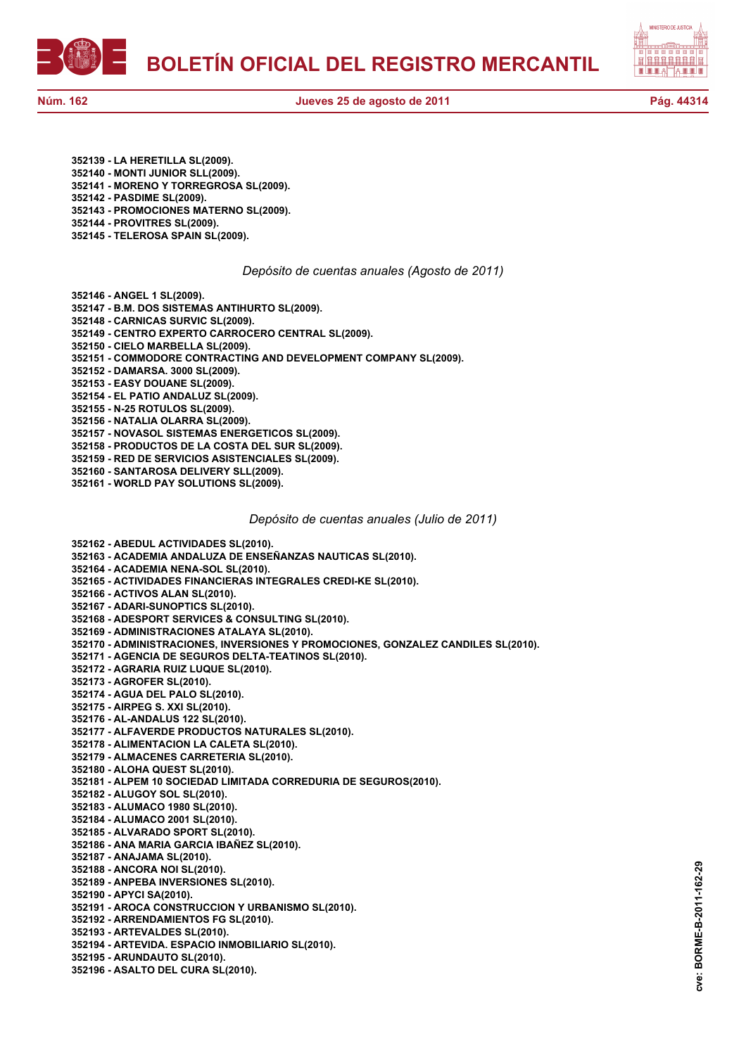**352139 - LA HERETILLA SL(2009).**
**352140 - MONTI JUNIOR SLL(2009).**
**352141 - MORENO Y TORREGROSA SL(2009).**
**352142 - PASDIME SL(2009).**
**352143 - PROMOCIONES MATERNO SL(2009).**
**352144 - PROVITRES SL(2009).**
**352145 - TELEROSA SPAIN SL(2009).**

*Depósito de cuentas anuales (Agosto de 2011)*

**352146 - ANGEL 1 SL(2009).**
**352147 - B.M. DOS SISTEMAS ANTIHURTO SL(2009).**
**352148 - CARNICAS SURVIC SL(2009).**
**352149 - CENTRO EXPERTO CARROCERO CENTRAL SL(2009).**
**352150 - CIELO MARBELLA SL(2009).**
**352151 - COMMODORE CONTRACTING AND DEVELOPMENT COMPANY SL(2009).**
**352152 - DAMARSA. 3000 SL(2009).**
**352153 - EASY DOUANE SL(2009).**
**352154 - EL PATIO ANDALUZ SL(2009).**
**352155 - N-25 ROTULOS SL(2009).**
**352156 - NATALIA OLARRA SL(2009).**
**352157 - NOVASOL SISTEMAS ENERGETICOS SL(2009).**
**352158 - PRODUCTOS DE LA COSTA DEL SUR SL(2009).**
**352159 - RED DE SERVICIOS ASISTENCIALES SL(2009).**
**352160 - SANTAROSA DELIVERY SLL(2009).**
**352161 - WORLD PAY SOLUTIONS SL(2009).**

*Depósito de cuentas anuales (Julio de 2011)*

**352162 - ABEDUL ACTIVIDADES SL(2010).**
**352163 - ACADEMIA ANDALUZA DE ENSEÑANZAS NAUTICAS SL(2010).**
**352164 - ACADEMIA NENA-SOL SL(2010).**
**352165 - ACTIVIDADES FINANCIERAS INTEGRALES CREDI-KE SL(2010).**
**352166 - ACTIVOS ALAN SL(2010).**
**352167 - ADARI-SUNOPTICS SL(2010).**
**352168 - ADESPORT SERVICES & CONSULTING SL(2010).**
**352169 - ADMINISTRACIONES ATALAYA SL(2010).**
**352170 - ADMINISTRACIONES, INVERSIONES Y PROMOCIONES, GONZALEZ CANDILES SL(2010).**
**352171 - AGENCIA DE SEGUROS DELTA-TEATINOS SL(2010).**
**352172 - AGRARIA RUIZ LUQUE SL(2010).**
**352173 - AGROFER SL(2010).**
**352174 - AGUA DEL PALO SL(2010).**
**352175 - AIRPEG S. XXI SL(2010).**
**352176 - AL-ANDALUS 122 SL(2010).**
**352177 - ALFAVERDE PRODUCTOS NATURALES SL(2010).**
**352178 - ALIMENTACION LA CALETA SL(2010).**
**352179 - ALMACENES CARRETERIA SL(2010).**
**352180 - ALOHA QUEST SL(2010).**
**352181 - ALPEM 10 SOCIEDAD LIMITADA CORREDURIA DE SEGUROS(2010).**
**352182 - ALUGOY SOL SL(2010).**
**352183 - ALUMACO 1980 SL(2010).**
**352184 - ALUMACO 2001 SL(2010).**
**352185 - ALVARADO SPORT SL(2010).**
**352186 - ANA MARIA GARCIA IBAÑEZ SL(2010).**
**352187 - ANAJAMA SL(2010).**
**352188 - ANCORA NOI SL(2010).**
**352189 - ANPEBA INVERSIONES SL(2010).**
**352190 - APYCI SA(2010).**
**352191 - AROCA CONSTRUCCION Y URBANISMO SL(2010).**
**352192 - ARRENDAMIENTOS FG SL(2010).**
**352193 - ARTEVALDES SL(2010).**
**352194 - ARTEVIDA. ESPACIO INMOBILIARIO SL(2010).**
**352195 - ARUNDAUTO SL(2010).**
**352196 - ASALTO DEL CURA SL(2010).**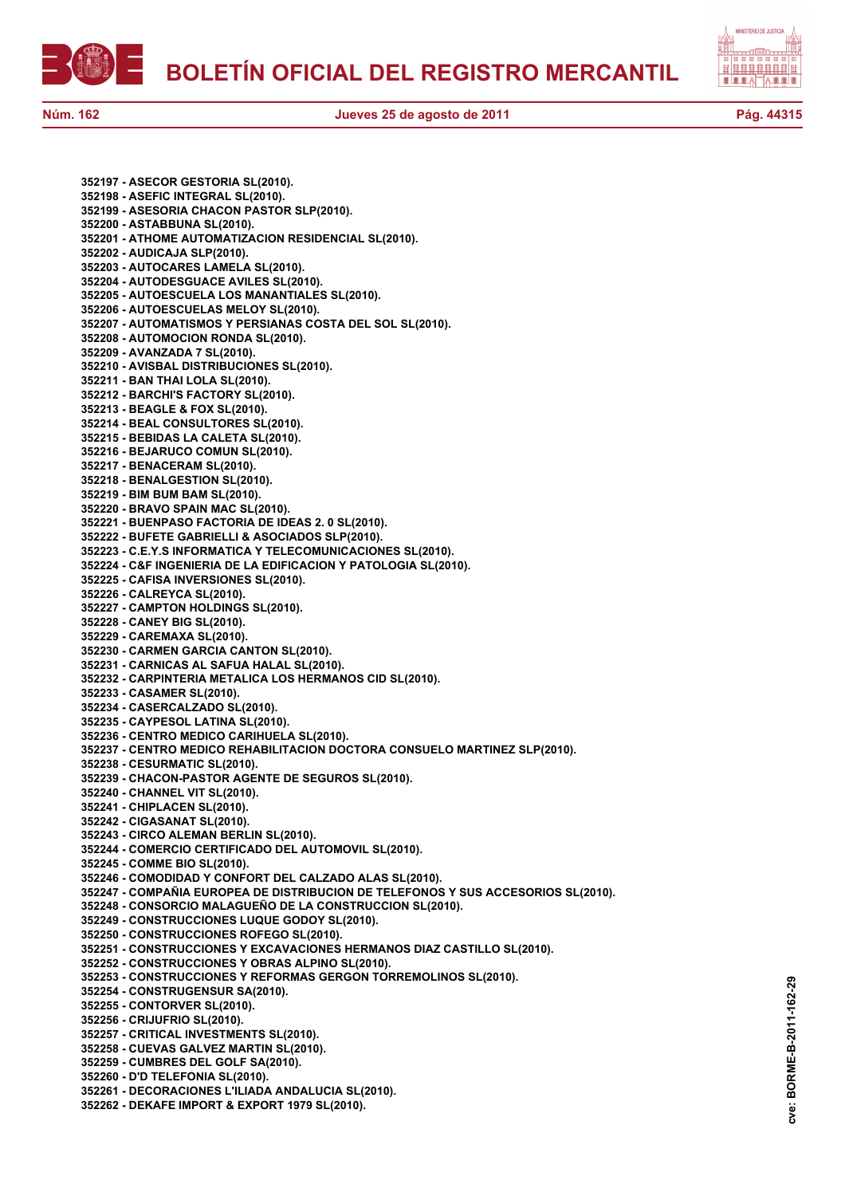**352197 - ASECOR GESTORIA SL(2010).**
**352198 - ASEFIC INTEGRAL SL(2010).**
**352199 - ASESORIA CHACON PASTOR SLP(2010).**
**352200 - ASTABBUNA SL(2010).**
**352201 - ATHOME AUTOMATIZACION RESIDENCIAL SL(2010).**
**352202 - AUDICAJA SLP(2010).**
**352203 - AUTOCARES LAMELA SL(2010).**
**352204 - AUTODESGUACE AVILES SL(2010).**
**352205 - AUTOESCUELA LOS MANANTIALES SL(2010).**
**352206 - AUTOESCUELAS MELOY SL(2010).**
**352207 - AUTOMATISMOS Y PERSIANAS COSTA DEL SOL SL(2010).**
**352208 - AUTOMOCION RONDA SL(2010).**
**352209 - AVANZADA 7 SL(2010).**
**352210 - AVISBAL DISTRIBUCIONES SL(2010).**
**352211 - BAN THAI LOLA SL(2010).**
**352212 - BARCHI'S FACTORY SL(2010).**
**352213 - BEAGLE & FOX SL(2010).**
**352214 - BEAL CONSULTORES SL(2010).**
**352215 - BEBIDAS LA CALETA SL(2010).**
**352216 - BEJARUCO COMUN SL(2010).**
**352217 - BENACERAM SL(2010).**
**352218 - BENALGESTION SL(2010).**
**352219 - BIM BUM BAM SL(2010).**
**352220 - BRAVO SPAIN MAC SL(2010).**
**352221 - BUENPASO FACTORIA DE IDEAS 2. 0 SL(2010).**
**352222 - BUFETE GABRIELLI & ASOCIADOS SLP(2010).**
**352223 - C.E.Y.S INFORMATICA Y TELECOMUNICACIONES SL(2010).**
**352224 - C&F INGENIERIA DE LA EDIFICACION Y PATOLOGIA SL(2010).**
**352225 - CAFISA INVERSIONES SL(2010).**
**352226 - CALREYCA SL(2010).**
**352227 - CAMPTON HOLDINGS SL(2010).**
**352228 - CANEY BIG SL(2010).**
**352229 - CAREMAXA SL(2010).**
**352230 - CARMEN GARCIA CANTON SL(2010).**
**352231 - CARNICAS AL SAFUA HALAL SL(2010).**
**352232 - CARPINTERIA METALICA LOS HERMANOS CID SL(2010).**
**352233 - CASAMER SL(2010).**
**352234 - CASERCALZADO SL(2010).**
**352235 - CAYPESOL LATINA SL(2010).**
**352236 - CENTRO MEDICO CARIHUELA SL(2010).**
**352237 - CENTRO MEDICO REHABILITACION DOCTORA CONSUELO MARTINEZ SLP(2010).**
**352238 - CESURMATIC SL(2010).**
**352239 - CHACON-PASTOR AGENTE DE SEGUROS SL(2010).**
**352240 - CHANNEL VIT SL(2010).**
**352241 - CHIPLACEN SL(2010).**
**352242 - CIGASANAT SL(2010).**
**352243 - CIRCO ALEMAN BERLIN SL(2010).**
**352244 - COMERCIO CERTIFICADO DEL AUTOMOVIL SL(2010).**
**352245 - COMME BIO SL(2010).**
**352246 - COMODIDAD Y CONFORT DEL CALZADO ALAS SL(2010).**
**352247 - COMPAÑIA EUROPEA DE DISTRIBUCION DE TELEFONOS Y SUS ACCESORIOS SL(2010).**
**352248 - CONSORCIO MALAGUEÑO DE LA CONSTRUCCION SL(2010).**
**352249 - CONSTRUCCIONES LUQUE GODOY SL(2010).**
**352250 - CONSTRUCCIONES ROFEGO SL(2010).**
**352251 - CONSTRUCCIONES Y EXCAVACIONES HERMANOS DIAZ CASTILLO SL(2010).**
**352252 - CONSTRUCCIONES Y OBRAS ALPINO SL(2010).**
**352253 - CONSTRUCCIONES Y REFORMAS GERGON TORREMOLINOS SL(2010).**
**352254 - CONSTRUGENSUR SA(2010).**
**352255 - CONTORVER SL(2010).**
**352256 - CRIJUFRIO SL(2010).**
**352257 - CRITICAL INVESTMENTS SL(2010).**
**352258 - CUEVAS GALVEZ MARTIN SL(2010).**
**352259 - CUMBRES DEL GOLF SA(2010).**
**352260 - D'D TELEFONIA SL(2010).**
**352261 - DECORACIONES L'ILIADA ANDALUCIA SL(2010).**
**352262 - DEKAFE IMPORT & EXPORT 1979 SL(2010).**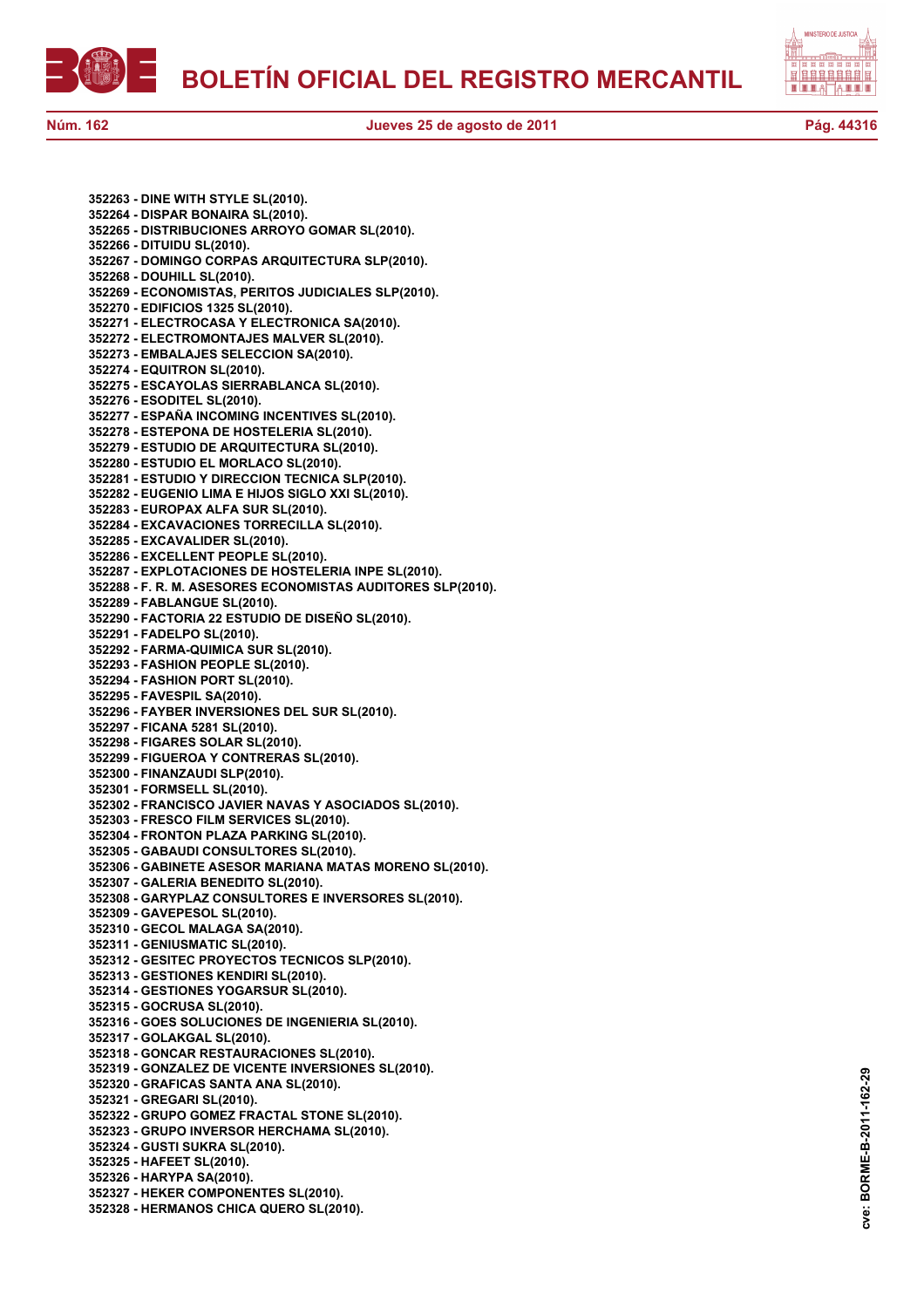**352263 - DINE WITH STYLE SL(2010).**
**352264 - DISPAR BONAIRA SL(2010).**
**352265 - DISTRIBUCIONES ARROYO GOMAR SL(2010).**
**352266 - DITUIDU SL(2010).**
**352267 - DOMINGO CORPAS ARQUITECTURA SLP(2010).**
**352268 - DOUHILL SL(2010).**
**352269 - ECONOMISTAS, PERITOS JUDICIALES SLP(2010).**
**352270 - EDIFICIOS 1325 SL(2010).**
**352271 - ELECTROCASA Y ELECTRONICA SA(2010).**
**352272 - ELECTROMONTAJES MALVER SL(2010).**
**352273 - EMBALAJES SELECCION SA(2010).**
**352274 - EQUITRON SL(2010).**
**352275 - ESCAYOLAS SIERRABLANCA SL(2010).**
**352276 - ESODITEL SL(2010).**
**352277 - ESPAÑA INCOMING INCENTIVES SL(2010).**
**352278 - ESTEPONA DE HOSTELERIA SL(2010).**
**352279 - ESTUDIO DE ARQUITECTURA SL(2010).**
**352280 - ESTUDIO EL MORLACO SL(2010).**
**352281 - ESTUDIO Y DIRECCION TECNICA SLP(2010).**
**352282 - EUGENIO LIMA E HIJOS SIGLO XXI SL(2010).**
**352283 - EUROPAX ALFA SUR SL(2010).**
**352284 - EXCAVACIONES TORRECILLA SL(2010).**
**352285 - EXCAVALIDER SL(2010).**
**352286 - EXCELLENT PEOPLE SL(2010).**
**352287 - EXPLOTACIONES DE HOSTELERIA INPE SL(2010).**
**352288 - F. R. M. ASESORES ECONOMISTAS AUDITORES SLP(2010).**
**352289 - FABLANGUE SL(2010).**
**352290 - FACTORIA 22 ESTUDIO DE DISEÑO SL(2010).**
**352291 - FADELPO SL(2010).**
**352292 - FARMA-QUIMICA SUR SL(2010).**
**352293 - FASHION PEOPLE SL(2010).**
**352294 - FASHION PORT SL(2010).**
**352295 - FAVESPIL SA(2010).**
**352296 - FAYBER INVERSIONES DEL SUR SL(2010).**
**352297 - FICANA 5281 SL(2010).**
**352298 - FIGARES SOLAR SL(2010).**
**352299 - FIGUEROA Y CONTRERAS SL(2010).**
**352300 - FINANZAUDI SLP(2010).**
**352301 - FORMSELL SL(2010).**
**352302 - FRANCISCO JAVIER NAVAS Y ASOCIADOS SL(2010).**
**352303 - FRESCO FILM SERVICES SL(2010).**
**352304 - FRONTON PLAZA PARKING SL(2010).**
**352305 - GABAUDI CONSULTORES SL(2010).**
**352306 - GABINETE ASESOR MARIANA MATAS MORENO SL(2010).**
**352307 - GALERIA BENEDITO SL(2010).**
**352308 - GARYPLAZ CONSULTORES E INVERSORES SL(2010).**
**352309 - GAVEPESOL SL(2010).**
**352310 - GECOL MALAGA SA(2010).**
**352311 - GENIUSMATIC SL(2010).**
**352312 - GESITEC PROYECTOS TECNICOS SLP(2010).**
**352313 - GESTIONES KENDIRI SL(2010).**
**352314 - GESTIONES YOGARSUR SL(2010).**
**352315 - GOCRUSA SL(2010).**
**352316 - GOES SOLUCIONES DE INGENIERIA SL(2010).**
**352317 - GOLAKGAL SL(2010).**
**352318 - GONCAR RESTAURACIONES SL(2010).**
**352319 - GONZALEZ DE VICENTE INVERSIONES SL(2010).**
**352320 - GRAFICAS SANTA ANA SL(2010).**
**352321 - GREGARI SL(2010).**
**352322 - GRUPO GOMEZ FRACTAL STONE SL(2010).**
**352323 - GRUPO INVERSOR HERCHAMA SL(2010).**
**352324 - GUSTI SUKRA SL(2010).**
**352325 - HAFEET SL(2010).**
**352326 - HARYPA SA(2010).**
**352327 - HEKER COMPONENTES SL(2010).**
**352328 - HERMANOS CHICA QUERO SL(2010).**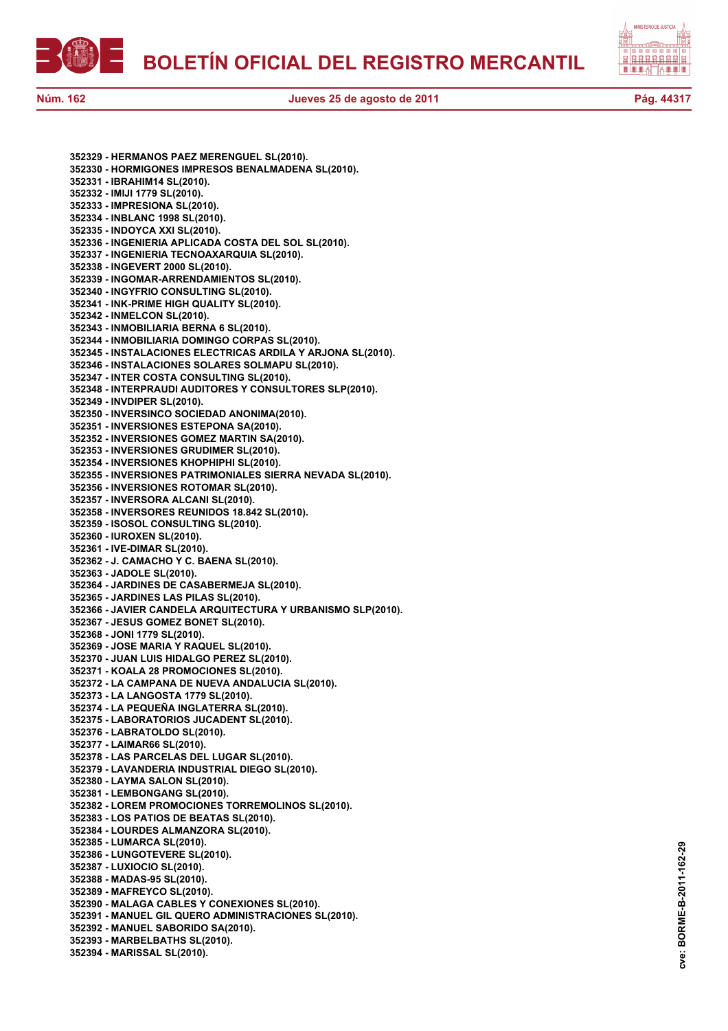**352329 - HERMANOS PAEZ MERENGUEL SL(2010).**
**352330 - HORMIGONES IMPRESOS BENALMADENA SL(2010).**
**352331 - IBRAHIM14 SL(2010).**
**352332 - IMIJI 1779 SL(2010).**
**352333 - IMPRESIONA SL(2010).**
**352334 - INBLANC 1998 SL(2010).**
**352335 - INDOYCA XXI SL(2010).**
**352336 - INGENIERIA APLICADA COSTA DEL SOL SL(2010).**
**352337 - INGENIERIA TECNOAXARQUIA SL(2010).**
**352338 - INGEVERT 2000 SL(2010).**
**352339 - INGOMAR-ARRENDAMIENTOS SL(2010).**
**352340 - INGYFRIO CONSULTING SL(2010).**
**352341 - INK-PRIME HIGH QUALITY SL(2010).**
**352342 - INMELCON SL(2010).**
**352343 - INMOBILIARIA BERNA 6 SL(2010).**
**352344 - INMOBILIARIA DOMINGO CORPAS SL(2010).**
**352345 - INSTALACIONES ELECTRICAS ARDILA Y ARJONA SL(2010).**
**352346 - INSTALACIONES SOLARES SOLMAPU SL(2010).**
**352347 - INTER COSTA CONSULTING SL(2010).**
**352348 - INTERPRAUDI AUDITORES Y CONSULTORES SLP(2010).**
**352349 - INVDIPER SL(2010).**
**352350 - INVERSINCO SOCIEDAD ANONIMA(2010).**
**352351 - INVERSIONES ESTEPONA SA(2010).**
**352352 - INVERSIONES GOMEZ MARTIN SA(2010).**
**352353 - INVERSIONES GRUDIMER SL(2010).**
**352354 - INVERSIONES KHOPHIPHI SL(2010).**
**352355 - INVERSIONES PATRIMONIALES SIERRA NEVADA SL(2010).**
**352356 - INVERSIONES ROTOMAR SL(2010).**
**352357 - INVERSORA ALCANI SL(2010).**
**352358 - INVERSORES REUNIDOS 18.842 SL(2010).**
**352359 - ISOSOL CONSULTING SL(2010).**
**352360 - IUROXEN SL(2010).**
**352361 - IVE-DIMAR SL(2010).**
**352362 - J. CAMACHO Y C. BAENA SL(2010).**
**352363 - JADOLE SL(2010).**
**352364 - JARDINES DE CASABERMEJA SL(2010).**
**352365 - JARDINES LAS PILAS SL(2010).**
**352366 - JAVIER CANDELA ARQUITECTURA Y URBANISMO SLP(2010).**
**352367 - JESUS GOMEZ BONET SL(2010).**
**352368 - JONI 1779 SL(2010).**
**352369 - JOSE MARIA Y RAQUEL SL(2010).**
**352370 - JUAN LUIS HIDALGO PEREZ SL(2010).**
**352371 - KOALA 28 PROMOCIONES SL(2010).**
**352372 - LA CAMPANA DE NUEVA ANDALUCIA SL(2010).**
**352373 - LA LANGOSTA 1779 SL(2010).**
**352374 - LA PEQUEÑA INGLATERRA SL(2010).**
**352375 - LABORATORIOS JUCADENT SL(2010).**
**352376 - LABRATOLDO SL(2010).**
**352377 - LAIMAR66 SL(2010).**
**352378 - LAS PARCELAS DEL LUGAR SL(2010).**
**352379 - LAVANDERIA INDUSTRIAL DIEGO SL(2010).**
**352380 - LAYMA SALON SL(2010).**
**352381 - LEMBONGANG SL(2010).**
**352382 - LOREM PROMOCIONES TORREMOLINOS SL(2010).**
**352383 - LOS PATIOS DE BEATAS SL(2010).**
**352384 - LOURDES ALMANZORA SL(2010).**
**352385 - LUMARCA SL(2010).**
**352386 - LUNGOTEVERE SL(2010).**
**352387 - LUXIOCIO SL(2010).**
**352388 - MADAS-95 SL(2010).**
**352389 - MAFREYCO SL(2010).**
**352390 - MALAGA CABLES Y CONEXIONES SL(2010).**
**352391 - MANUEL GIL QUERO ADMINISTRACIONES SL(2010).**
**352392 - MANUEL SABORIDO SA(2010).**
**352393 - MARBELBATHS SL(2010).**
**352394 - MARISSAL SL(2010).**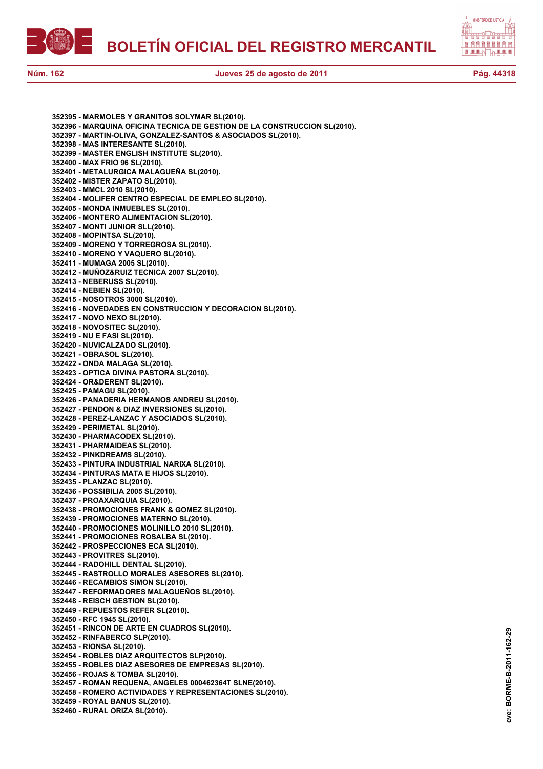**352395 - MARMOLES Y GRANITOS SOLYMAR SL(2010).**
**352396 - MARQUINA OFICINA TECNICA DE GESTION DE LA CONSTRUCCION SL(2010).**
**352397 - MARTIN-OLIVA, GONZALEZ-SANTOS & ASOCIADOS SL(2010).**
**352398 - MAS INTERESANTE SL(2010).**
**352399 - MASTER ENGLISH INSTITUTE SL(2010).**
**352400 - MAX FRIO 96 SL(2010).**
**352401 - METALURGICA MALAGUEÑA SL(2010).**
**352402 - MISTER ZAPATO SL(2010).**
**352403 - MMCL 2010 SL(2010).**
**352404 - MOLIFER CENTRO ESPECIAL DE EMPLEO SL(2010).**
**352405 - MONDA INMUEBLES SL(2010).**
**352406 - MONTERO ALIMENTACION SL(2010).**
**352407 - MONTI JUNIOR SLL(2010).**
**352408 - MOPINTSA SL(2010).**
**352409 - MORENO Y TORREGROSA SL(2010).**
**352410 - MORENO Y VAQUERO SL(2010).**
**352411 - MUMAGA 2005 SL(2010).**
**352412 - MUÑOZ&RUIZ TECNICA 2007 SL(2010).**
**352413 - NEBERUSS SL(2010).**
**352414 - NEBIEN SL(2010).**
**352415 - NOSOTROS 3000 SL(2010).**
**352416 - NOVEDADES EN CONSTRUCCION Y DECORACION SL(2010).**
**352417 - NOVO NEXO SL(2010).**
**352418 - NOVOSITEC SL(2010).**
**352419 - NU E FASI SL(2010).**
**352420 - NUVICALZADO SL(2010).**
**352421 - OBRASOL SL(2010).**
**352422 - ONDA MALAGA SL(2010).**
**352423 - OPTICA DIVINA PASTORA SL(2010).**
**352424 - OR&DERENT SL(2010).**
**352425 - PAMAGU SL(2010).**
**352426 - PANADERIA HERMANOS ANDREU SL(2010).**
**352427 - PENDON & DIAZ INVERSIONES SL(2010).**
**352428 - PEREZ-LANZAC Y ASOCIADOS SL(2010).**
**352429 - PERIMETAL SL(2010).**
**352430 - PHARMACODEX SL(2010).**
**352431 - PHARMAIDEAS SL(2010).**
**352432 - PINKDREAMS SL(2010).**
**352433 - PINTURA INDUSTRIAL NARIXA SL(2010).**
**352434 - PINTURAS MATA E HIJOS SL(2010).**
**352435 - PLANZAC SL(2010).**
**352436 - POSSIBILIA 2005 SL(2010).**
**352437 - PROAXARQUIA SL(2010).**
**352438 - PROMOCIONES FRANK & GOMEZ SL(2010).**
**352439 - PROMOCIONES MATERNO SL(2010).**
**352440 - PROMOCIONES MOLINILLO 2010 SL(2010).**
**352441 - PROMOCIONES ROSALBA SL(2010).**
**352442 - PROSPECCIONES ECA SL(2010).**
**352443 - PROVITRES SL(2010).**
**352444 - RADOHILL DENTAL SL(2010).**
**352445 - RASTROLLO MORALES ASESORES SL(2010).**
**352446 - RECAMBIOS SIMON SL(2010).**
**352447 - REFORMADORES MALAGUEÑOS SL(2010).**
**352448 - REISCH GESTION SL(2010).**
**352449 - REPUESTOS REFER SL(2010).**
**352450 - RFC 1945 SL(2010).**
**352451 - RINCON DE ARTE EN CUADROS SL(2010).**
**352452 - RINFABERCO SLP(2010).**
**352453 - RIONSA SL(2010).**
**352454 - ROBLES DIAZ ARQUITECTOS SLP(2010).**
**352455 - ROBLES DIAZ ASESORES DE EMPRESAS SL(2010).**
**352456 - ROJAS & TOMBA SL(2010).**
**352457 - ROMAN REQUENA, ANGELES 000462364T SLNE(2010).**
**352458 - ROMERO ACTIVIDADES Y REPRESENTACIONES SL(2010).**
**352459 - ROYAL BANUS SL(2010).**
**352460 - RURAL ORIZA SL(2010).**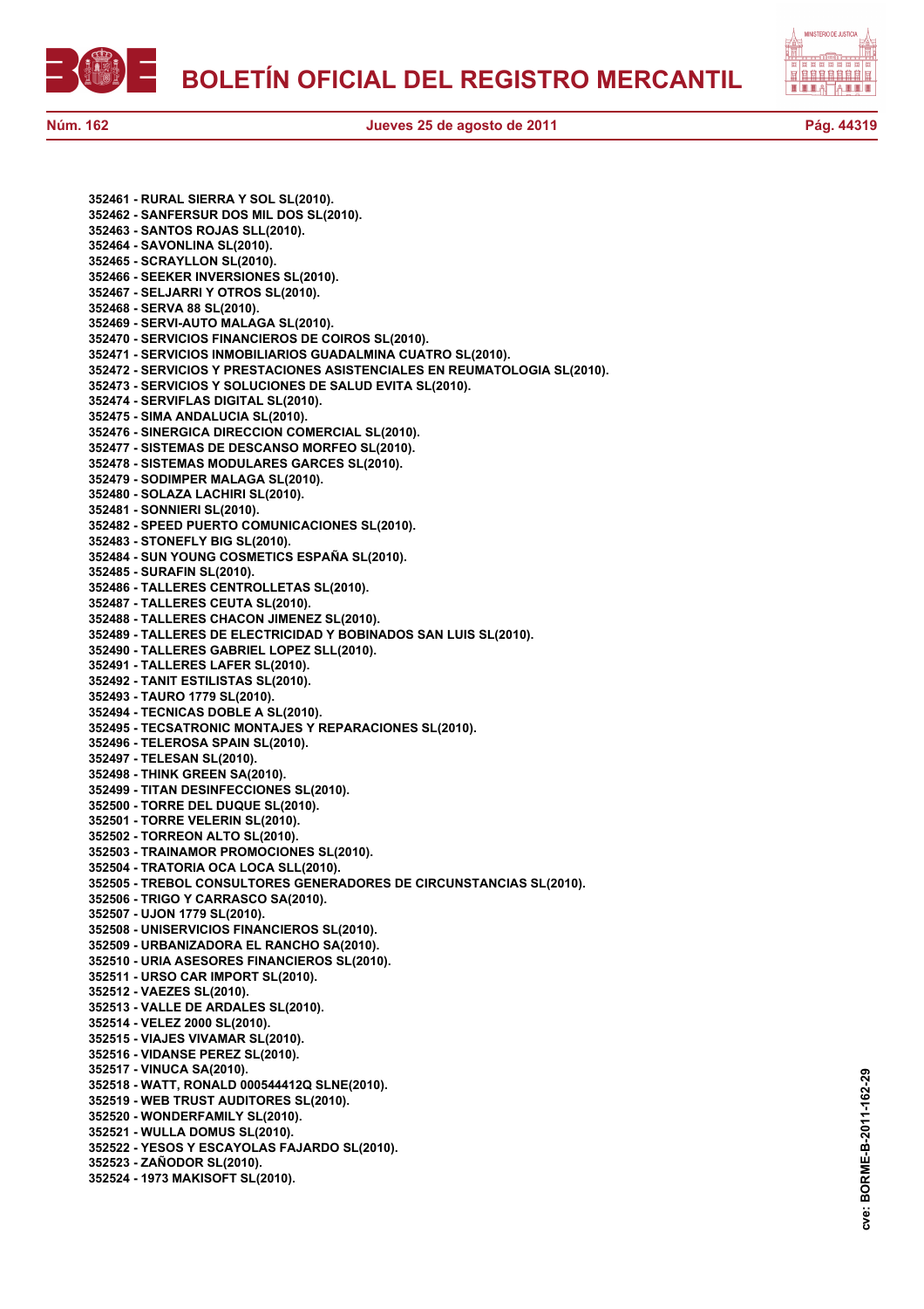352461 - RURAL SIERRA Y SOL SL(2010).
352462 - SANFERSUR DOS MIL DOS SL(2010).
352463 - SANTOS ROJAS SLL(2010).
352464 - SAVONLINA SL(2010).
352465 - SCRAYLLON SL(2010).
352466 - SEEKER INVERSIONES SL(2010).
352467 - SELJARRI Y OTROS SL(2010).
352468 - SERVA 88 SL(2010).
352469 - SERVI-AUTO MALAGA SL(2010).
352470 - SERVICIOS FINANCIEROS DE COIROS SL(2010).
352471 - SERVICIOS INMOBILIARIOS GUADALMINA CUATRO SL(2010).
352472 - SERVICIOS Y PRESTACIONES ASISTENCIALES EN REUMATOLOGIA SL(2010).
352473 - SERVICIOS Y SOLUCIONES DE SALUD EVITA SL(2010).
352474 - SERVIFLAS DIGITAL SL(2010).
352475 - SIMA ANDALUCIA SL(2010).
352476 - SINERGICA DIRECCION COMERCIAL SL(2010).
352477 - SISTEMAS DE DESCANSO MORFEO SL(2010).
352478 - SISTEMAS MODULARES GARCES SL(2010).
352479 - SODIMPER MALAGA SL(2010).
352480 - SOLAZA LACHIRI SL(2010).
352481 - SONNIERI SL(2010).
352482 - SPEED PUERTO COMUNICACIONES SL(2010).
352483 - STONEFLY BIG SL(2010).
352484 - SUN YOUNG COSMETICS ESPAÑA SL(2010).
352485 - SURAFIN SL(2010).
352486 - TALLERES CENTROLLETAS SL(2010).
352487 - TALLERES CEUTA SL(2010).
352488 - TALLERES CHACON JIMENEZ SL(2010).
352489 - TALLERES DE ELECTRICIDAD Y BOBINADOS SAN LUIS SL(2010).
352490 - TALLERES GABRIEL LOPEZ SLL(2010).
352491 - TALLERES LAFER SL(2010).
352492 - TANIT ESTILISTAS SL(2010).
352493 - TAURO 1779 SL(2010).
352494 - TECNICAS DOBLE A SL(2010).
352495 - TECSATRONIC MONTAJES Y REPARACIONES SL(2010).
352496 - TELEROSA SPAIN SL(2010).
352497 - TELESAN SL(2010).
352498 - THINK GREEN SA(2010).
352499 - TITAN DESINFECCIONES SL(2010).
352500 - TORRE DEL DUQUE SL(2010).
352501 - TORRE VELERIN SL(2010).
352502 - TORREON ALTO SL(2010).
352503 - TRAINAMOR PROMOCIONES SL(2010).
352504 - TRATORIA OCA LOCA SLL(2010).
352505 - TREBOL CONSULTORES GENERADORES DE CIRCUNSTANCIAS SL(2010).
352506 - TRIGO Y CARRASCO SA(2010).
352507 - UJON 1779 SL(2010).
352508 - UNISERVICIOS FINANCIEROS SL(2010).
352509 - URBANIZADORA EL RANCHO SA(2010).
352510 - URIA ASESORES FINANCIEROS SL(2010).
352511 - URSO CAR IMPORT SL(2010).
352512 - VAEZES SL(2010).
352513 - VALLE DE ARDALES SL(2010).
352514 - VELEZ 2000 SL(2010).
352515 - VIAJES VIVAMAR SL(2010).
352516 - VIDANSE PEREZ SL(2010).
352517 - VINUCA SA(2010).
352518 - WATT, RONALD 000544412Q SLNE(2010).
352519 - WEB TRUST AUDITORES SL(2010).
352520 - WONDERFAMILY SL(2010).
352521 - WULLA DOMUS SL(2010).
352522 - YESOS Y ESCAYOLAS FAJARDO SL(2010).
352523 - ZAÑODOR SL(2010).
352524 - 1973 MAKISOFT SL(2010).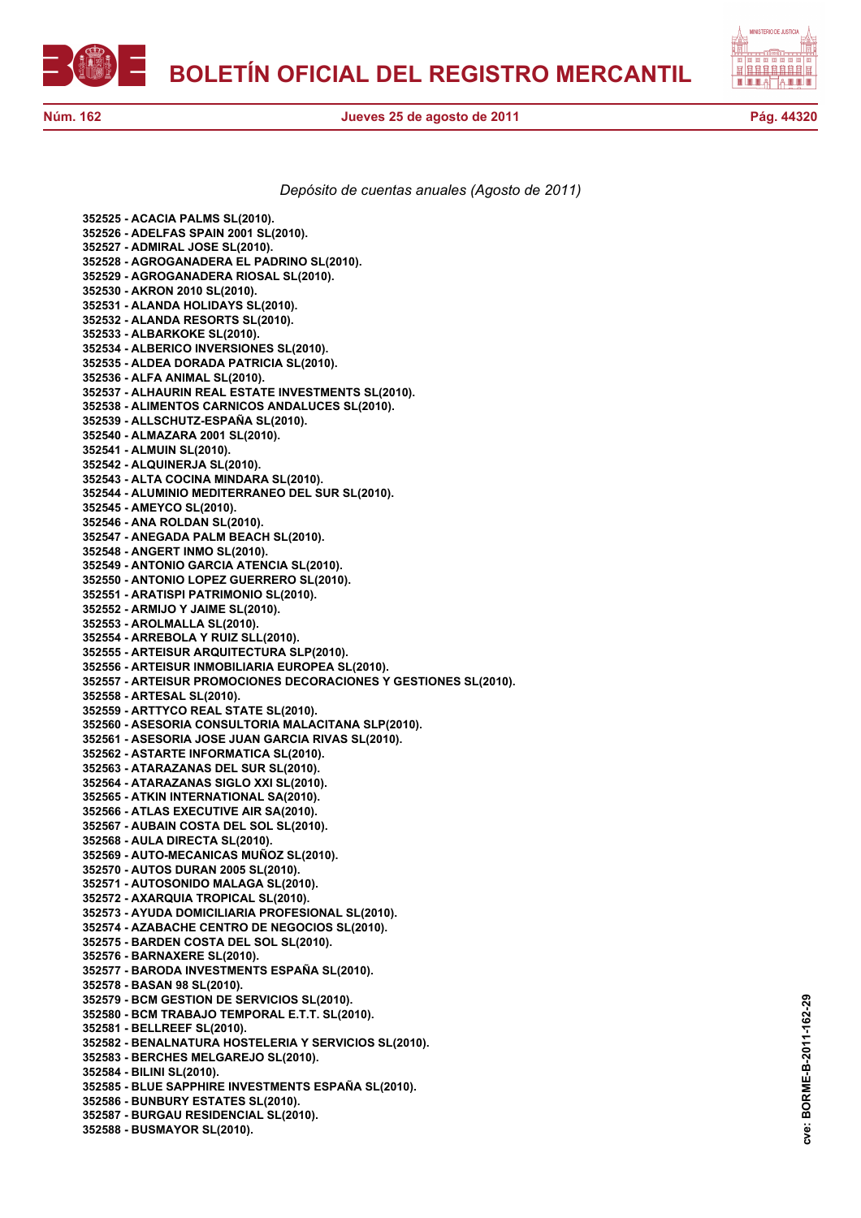*Depósito de cuentas anuales (Agosto de 2011)*

**352525 - ACACIA PALMS SL(2010).**
**352526 - ADELFAS SPAIN 2001 SL(2010).**
**352527 - ADMIRAL JOSE SL(2010).**
**352528 - AGROGANADERA EL PADRINO SL(2010).**
**352529 - AGROGANADERA RIOSAL SL(2010).**
**352530 - AKRON 2010 SL(2010).**
**352531 - ALANDA HOLIDAYS SL(2010).**
**352532 - ALANDA RESORTS SL(2010).**
**352533 - ALBARKOKE SL(2010).**
**352534 - ALBERICO INVERSIONES SL(2010).**
**352535 - ALDEA DORADA PATRICIA SL(2010).**
**352536 - ALFA ANIMAL SL(2010).**
**352537 - ALHAURIN REAL ESTATE INVESTMENTS SL(2010).**
**352538 - ALIMENTOS CARNICOS ANDALUCES SL(2010).**
**352539 - ALLSCHUTZ-ESPAÑA SL(2010).**
**352540 - ALMAZARA 2001 SL(2010).**
**352541 - ALMUIN SL(2010).**
**352542 - ALQUINERJA SL(2010).**
**352543 - ALTA COCINA MINDARA SL(2010).**
**352544 - ALUMINIO MEDITERRANEO DEL SUR SL(2010).**
**352545 - AMEYCO SL(2010).**
**352546 - ANA ROLDAN SL(2010).**
**352547 - ANEGADA PALM BEACH SL(2010).**
**352548 - ANGERT INMO SL(2010).**
**352549 - ANTONIO GARCIA ATENCIA SL(2010).**
**352550 - ANTONIO LOPEZ GUERRERO SL(2010).**
**352551 - ARATISPI PATRIMONIO SL(2010).**
**352552 - ARMIJO Y JAIME SL(2010).**
**352553 - AROLMALLA SL(2010).**
**352554 - ARREBOLA Y RUIZ SLL(2010).**
**352555 - ARTEISUR ARQUITECTURA SLP(2010).**
**352556 - ARTEISUR INMOBILIARIA EUROPEA SL(2010).**
**352557 - ARTEISUR PROMOCIONES DECORACIONES Y GESTIONES SL(2010).**
**352558 - ARTESAL SL(2010).**
**352559 - ARTTYCO REAL STATE SL(2010).**
**352560 - ASESORIA CONSULTORIA MALACITANA SLP(2010).**
**352561 - ASESORIA JOSE JUAN GARCIA RIVAS SL(2010).**
**352562 - ASTARTE INFORMATICA SL(2010).**
**352563 - ATARAZANAS DEL SUR SL(2010).**
**352564 - ATARAZANAS SIGLO XXI SL(2010).**
**352565 - ATKIN INTERNATIONAL SA(2010).**
**352566 - ATLAS EXECUTIVE AIR SA(2010).**
**352567 - AUBAIN COSTA DEL SOL SL(2010).**
**352568 - AULA DIRECTA SL(2010).**
**352569 - AUTO-MECANICAS MUÑOZ SL(2010).**
**352570 - AUTOS DURAN 2005 SL(2010).**
**352571 - AUTOSONIDO MALAGA SL(2010).**
**352572 - AXARQUIA TROPICAL SL(2010).**
**352573 - AYUDA DOMICILIARIA PROFESIONAL SL(2010).**
**352574 - AZABACHE CENTRO DE NEGOCIOS SL(2010).**
**352575 - BARDEN COSTA DEL SOL SL(2010).**
**352576 - BARNAXERE SL(2010).**
**352577 - BARODA INVESTMENTS ESPAÑA SL(2010).**
**352578 - BASAN 98 SL(2010).**
**352579 - BCM GESTION DE SERVICIOS SL(2010).**
**352580 - BCM TRABAJO TEMPORAL E.T.T. SL(2010).**
**352581 - BELLREEF SL(2010).**
**352582 - BENALNATURA HOSTELERIA Y SERVICIOS SL(2010).**
**352583 - BERCHES MELGAREJO SL(2010).**
**352584 - BILINI SL(2010).**
**352585 - BLUE SAPPHIRE INVESTMENTS ESPAÑA SL(2010).**
**352586 - BUNBURY ESTATES SL(2010).**
**352587 - BURGAU RESIDENCIAL SL(2010).**
**352588 - BUSMAYOR SL(2010).**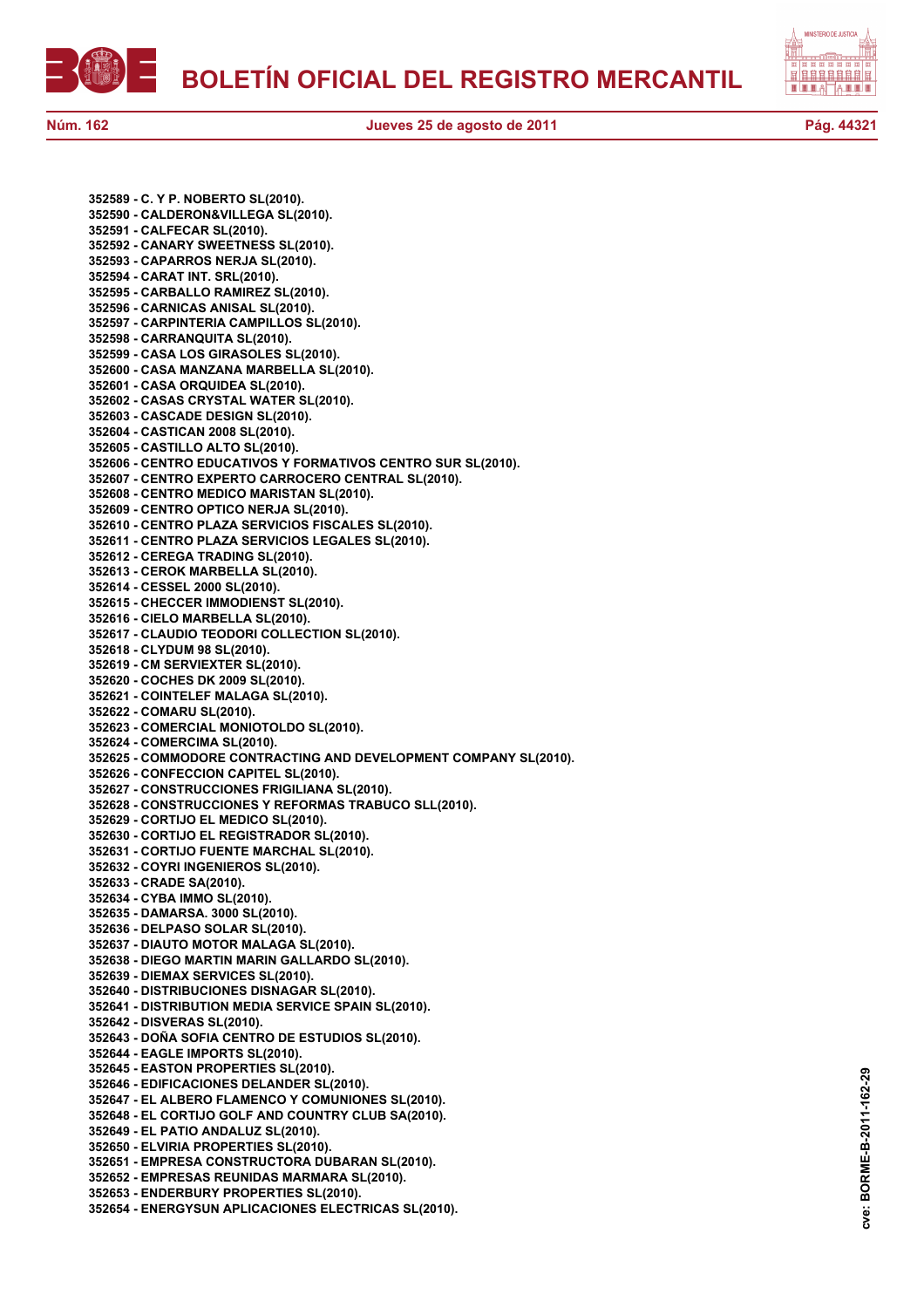**352589 - C. Y P. NOBERTO SL(2010).**
**352590 - CALDERON&VILLEGA SL(2010).**
**352591 - CALFECAR SL(2010).**
**352592 - CANARY SWEETNESS SL(2010).**
**352593 - CAPARROS NERJA SL(2010).**
**352594 - CARAT INT. SRL(2010).**
**352595 - CARBALLO RAMIREZ SL(2010).**
**352596 - CARNICAS ANISAL SL(2010).**
**352597 - CARPINTERIA CAMPILLOS SL(2010).**
**352598 - CARRANQUITA SL(2010).**
**352599 - CASA LOS GIRASOLES SL(2010).**
**352600 - CASA MANZANA MARBELLA SL(2010).**
**352601 - CASA ORQUIDEA SL(2010).**
**352602 - CASAS CRYSTAL WATER SL(2010).**
**352603 - CASCADE DESIGN SL(2010).**
**352604 - CASTICAN 2008 SL(2010).**
**352605 - CASTILLO ALTO SL(2010).**
**352606 - CENTRO EDUCATIVOS Y FORMATIVOS CENTRO SUR SL(2010).**
**352607 - CENTRO EXPERTO CARROCERO CENTRAL SL(2010).**
**352608 - CENTRO MEDICO MARISTAN SL(2010).**
**352609 - CENTRO OPTICO NERJA SL(2010).**
**352610 - CENTRO PLAZA SERVICIOS FISCALES SL(2010).**
**352611 - CENTRO PLAZA SERVICIOS LEGALES SL(2010).**
**352612 - CEREGA TRADING SL(2010).**
**352613 - CEROK MARBELLA SL(2010).**
**352614 - CESSEL 2000 SL(2010).**
**352615 - CHECCER IMMODIENST SL(2010).**
**352616 - CIELO MARBELLA SL(2010).**
**352617 - CLAUDIO TEODORI COLLECTION SL(2010).**
**352618 - CLYDUM 98 SL(2010).**
**352619 - CM SERVIEXTER SL(2010).**
**352620 - COCHES DK 2009 SL(2010).**
**352621 - COINTELEF MALAGA SL(2010).**
**352622 - COMARU SL(2010).**
**352623 - COMERCIAL MONIOTOLDO SL(2010).**
**352624 - COMERCIMA SL(2010).**
**352625 - COMMODORE CONTRACTING AND DEVELOPMENT COMPANY SL(2010).**
**352626 - CONFECCION CAPITEL SL(2010).**
**352627 - CONSTRUCCIONES FRIGILIANA SL(2010).**
**352628 - CONSTRUCCIONES Y REFORMAS TRABUCO SLL(2010).**
**352629 - CORTIJO EL MEDICO SL(2010).**
**352630 - CORTIJO EL REGISTRADOR SL(2010).**
**352631 - CORTIJO FUENTE MARCHAL SL(2010).**
**352632 - COYRI INGENIEROS SL(2010).**
**352633 - CRADE SA(2010).**
**352634 - CYBA IMMO SL(2010).**
**352635 - DAMARSA. 3000 SL(2010).**
**352636 - DELPASO SOLAR SL(2010).**
**352637 - DIAUTO MOTOR MALAGA SL(2010).**
**352638 - DIEGO MARTIN MARIN GALLARDO SL(2010).**
**352639 - DIEMAX SERVICES SL(2010).**
**352640 - DISTRIBUCIONES DISNAGAR SL(2010).**
**352641 - DISTRIBUTION MEDIA SERVICE SPAIN SL(2010).**
**352642 - DISVERAS SL(2010).**
**352643 - DOÑA SOFIA CENTRO DE ESTUDIOS SL(2010).**
**352644 - EAGLE IMPORTS SL(2010).**
**352645 - EASTON PROPERTIES SL(2010).**
**352646 - EDIFICACIONES DELANDER SL(2010).**
**352647 - EL ALBERO FLAMENCO Y COMUNIONES SL(2010).**
**352648 - EL CORTIJO GOLF AND COUNTRY CLUB SA(2010).**
**352649 - EL PATIO ANDALUZ SL(2010).**
**352650 - ELVIRIA PROPERTIES SL(2010).**
**352651 - EMPRESA CONSTRUCTORA DUBARAN SL(2010).**
**352652 - EMPRESAS REUNIDAS MARMARA SL(2010).**
**352653 - ENDERBURY PROPERTIES SL(2010).**
**352654 - ENERGYSUN APLICACIONES ELECTRICAS SL(2010).**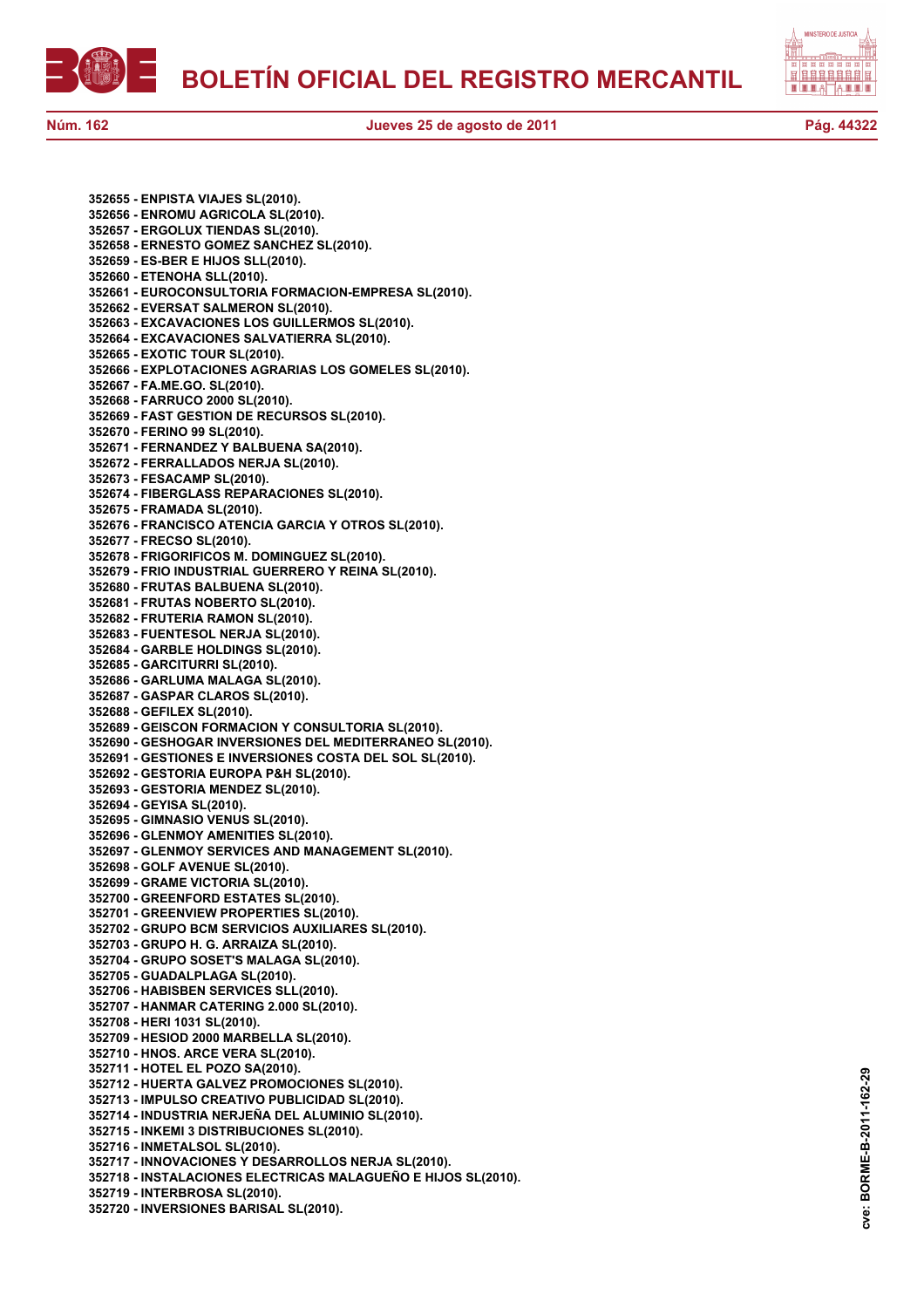**352655 - ENPISTA VIAJES SL(2010).**
**352656 - ENROMU AGRICOLA SL(2010).**
**352657 - ERGOLUX TIENDAS SL(2010).**
**352658 - ERNESTO GOMEZ SANCHEZ SL(2010).**
**352659 - ES-BER E HIJOS SLL(2010).**
**352660 - ETENOHA SLL(2010).**
**352661 - EUROCONSULTORIA FORMACION-EMPRESA SL(2010).**
**352662 - EVERSAT SALMERON SL(2010).**
**352663 - EXCAVACIONES LOS GUILLERMOS SL(2010).**
**352664 - EXCAVACIONES SALVATIERRA SL(2010).**
**352665 - EXOTIC TOUR SL(2010).**
**352666 - EXPLOTACIONES AGRARIAS LOS GOMELES SL(2010).**
**352667 - FA.ME.GO. SL(2010).**
**352668 - FARRUCO 2000 SL(2010).**
**352669 - FAST GESTION DE RECURSOS SL(2010).**
**352670 - FERINO 99 SL(2010).**
**352671 - FERNANDEZ Y BALBUENA SA(2010).**
**352672 - FERRALLADOS NERJA SL(2010).**
**352673 - FESACAMP SL(2010).**
**352674 - FIBERGLASS REPARACIONES SL(2010).**
**352675 - FRAMADA SL(2010).**
**352676 - FRANCISCO ATENCIA GARCIA Y OTROS SL(2010).**
**352677 - FRECSO SL(2010).**
**352678 - FRIGORIFICOS M. DOMINGUEZ SL(2010).**
**352679 - FRIO INDUSTRIAL GUERRERO Y REINA SL(2010).**
**352680 - FRUTAS BALBUENA SL(2010).**
**352681 - FRUTAS NOBERTO SL(2010).**
**352682 - FRUTERIA RAMON SL(2010).**
**352683 - FUENTESOL NERJA SL(2010).**
**352684 - GARBLE HOLDINGS SL(2010).**
**352685 - GARCITURRI SL(2010).**
**352686 - GARLUMA MALAGA SL(2010).**
**352687 - GASPAR CLAROS SL(2010).**
**352688 - GEFILEX SL(2010).**
**352689 - GEISCON FORMACION Y CONSULTORIA SL(2010).**
**352690 - GESHOGAR INVERSIONES DEL MEDITERRANEO SL(2010).**
**352691 - GESTIONES E INVERSIONES COSTA DEL SOL SL(2010).**
**352692 - GESTORIA EUROPA P&H SL(2010).**
**352693 - GESTORIA MENDEZ SL(2010).**
**352694 - GEYISA SL(2010).**
**352695 - GIMNASIO VENUS SL(2010).**
**352696 - GLENMOY AMENITIES SL(2010).**
**352697 - GLENMOY SERVICES AND MANAGEMENT SL(2010).**
**352698 - GOLF AVENUE SL(2010).**
**352699 - GRAME VICTORIA SL(2010).**
**352700 - GREENFORD ESTATES SL(2010).**
**352701 - GREENVIEW PROPERTIES SL(2010).**
**352702 - GRUPO BCM SERVICIOS AUXILIARES SL(2010).**
**352703 - GRUPO H. G. ARRAIZA SL(2010).**
**352704 - GRUPO SOSET'S MALAGA SL(2010).**
**352705 - GUADALPLAGA SL(2010).**
**352706 - HABISBEN SERVICES SLL(2010).**
**352707 - HANMAR CATERING 2.000 SL(2010).**
**352708 - HERI 1031 SL(2010).**
**352709 - HESIOD 2000 MARBELLA SL(2010).**
**352710 - HNOS. ARCE VERA SL(2010).**
**352711 - HOTEL EL POZO SA(2010).**
**352712 - HUERTA GALVEZ PROMOCIONES SL(2010).**
**352713 - IMPULSO CREATIVO PUBLICIDAD SL(2010).**
**352714 - INDUSTRIA NERJEÑA DEL ALUMINIO SL(2010).**
**352715 - INKEMI 3 DISTRIBUCIONES SL(2010).**
**352716 - INMETALSOL SL(2010).**
**352717 - INNOVACIONES Y DESARROLLOS NERJA SL(2010).**
**352718 - INSTALACIONES ELECTRICAS MALAGUEÑO E HIJOS SL(2010).**
**352719 - INTERBROSA SL(2010).**
**352720 - INVERSIONES BARISAL SL(2010).**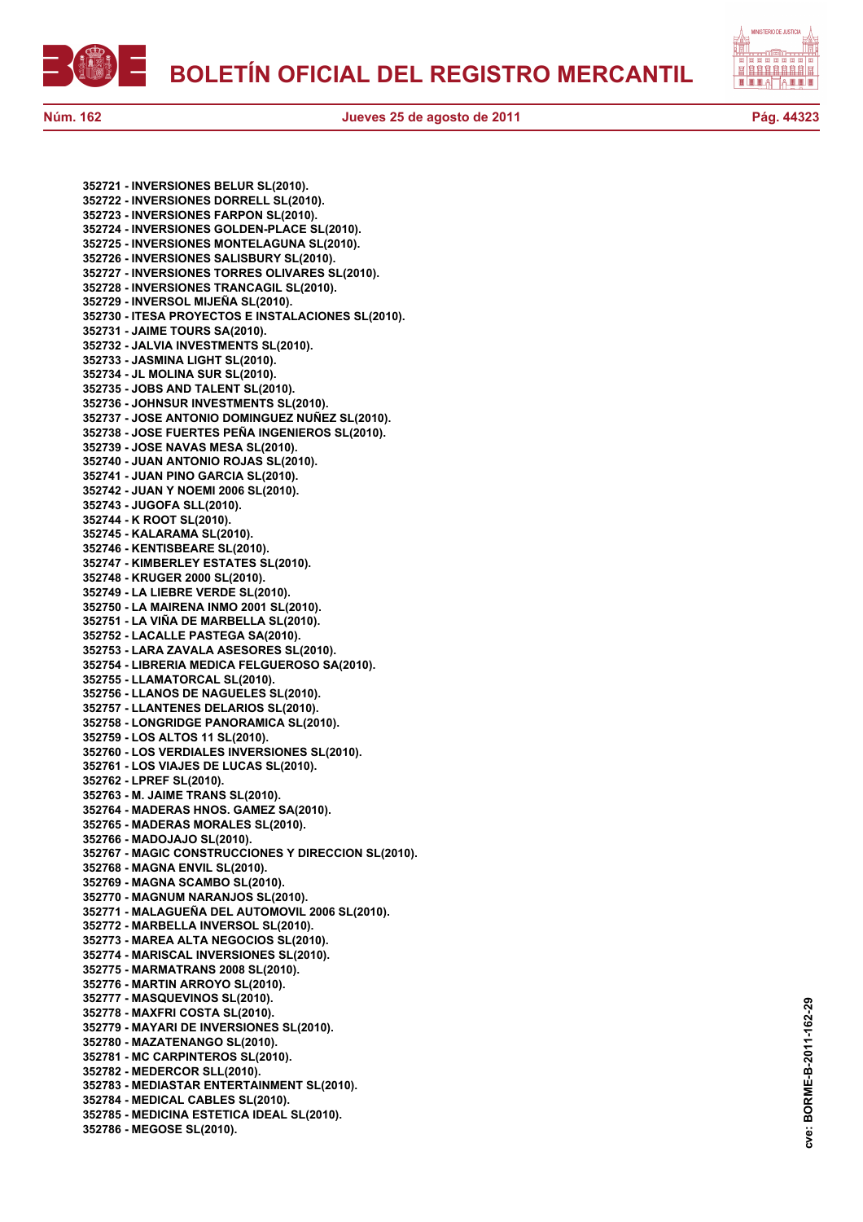352721 - INVERSIONES BELUR SL(2010).
352722 - INVERSIONES DORRELL SL(2010).
352723 - INVERSIONES FARPON SL(2010).
352724 - INVERSIONES GOLDEN-PLACE SL(2010).
352725 - INVERSIONES MONTELAGUNA SL(2010).
352726 - INVERSIONES SALISBURY SL(2010).
352727 - INVERSIONES TORRES OLIVARES SL(2010).
352728 - INVERSIONES TRANCAGIL SL(2010).
352729 - INVERSOL MIJEÑA SL(2010).
352730 - ITESA PROYECTOS E INSTALACIONES SL(2010).
352731 - JAIME TOURS SA(2010).
352732 - JALVIA INVESTMENTS SL(2010).
352733 - JASMINA LIGHT SL(2010).
352734 - JL MOLINA SUR SL(2010).
352735 - JOBS AND TALENT SL(2010).
352736 - JOHNSUR INVESTMENTS SL(2010).
352737 - JOSE ANTONIO DOMINGUEZ NUÑEZ SL(2010).
352738 - JOSE FUERTES PEÑA INGENIEROS SL(2010).
352739 - JOSE NAVAS MESA SL(2010).
352740 - JUAN ANTONIO ROJAS SL(2010).
352741 - JUAN PINO GARCIA SL(2010).
352742 - JUAN Y NOEMI 2006 SL(2010).
352743 - JUGOFA SLL(2010).
352744 - K ROOT SL(2010).
352745 - KALARAMA SL(2010).
352746 - KENTISBEARE SL(2010).
352747 - KIMBERLEY ESTATES SL(2010).
352748 - KRUGER 2000 SL(2010).
352749 - LA LIEBRE VERDE SL(2010).
352750 - LA MAIRENA INMO 2001 SL(2010).
352751 - LA VIÑA DE MARBELLA SL(2010).
352752 - LACALLE PASTEGA SA(2010).
352753 - LARA ZAVALA ASESORES SL(2010).
352754 - LIBRERIA MEDICA FELGUEROSO SA(2010).
352755 - LLAMATORCAL SL(2010).
352756 - LLANOS DE NAGUELES SL(2010).
352757 - LLANTENES DELARIOS SL(2010).
352758 - LONGRIDGE PANORAMICA SL(2010).
352759 - LOS ALTOS 11 SL(2010).
352760 - LOS VERDIALES INVERSIONES SL(2010).
352761 - LOS VIAJES DE LUCAS SL(2010).
352762 - LPREF SL(2010).
352763 - M. JAIME TRANS SL(2010).
352764 - MADERAS HNOS. GAMEZ SA(2010).
352765 - MADERAS MORALES SL(2010).
352766 - MADOJAJO SL(2010).
352767 - MAGIC CONSTRUCCIONES Y DIRECCION SL(2010).
352768 - MAGNA ENVIL SL(2010).
352769 - MAGNA SCAMBO SL(2010).
352770 - MAGNUM NARANJOS SL(2010).
352771 - MALAGUEÑA DEL AUTOMOVIL 2006 SL(2010).
352772 - MARBELLA INVERSOL SL(2010).
352773 - MAREA ALTA NEGOCIOS SL(2010).
352774 - MARISCAL INVERSIONES SL(2010).
352775 - MARMATRANS 2008 SL(2010).
352776 - MARTIN ARROYO SL(2010).
352777 - MASQUEVINOS SL(2010).
352778 - MAXFRI COSTA SL(2010).
352779 - MAYARI DE INVERSIONES SL(2010).
352780 - MAZATENANGO SL(2010).
352781 - MC CARPINTEROS SL(2010).
352782 - MEDERCOR SLL(2010).
352783 - MEDIASTAR ENTERTAINMENT SL(2010).
352784 - MEDICAL CABLES SL(2010).
352785 - MEDICINA ESTETICA IDEAL SL(2010).
352786 - MEGOSE SL(2010).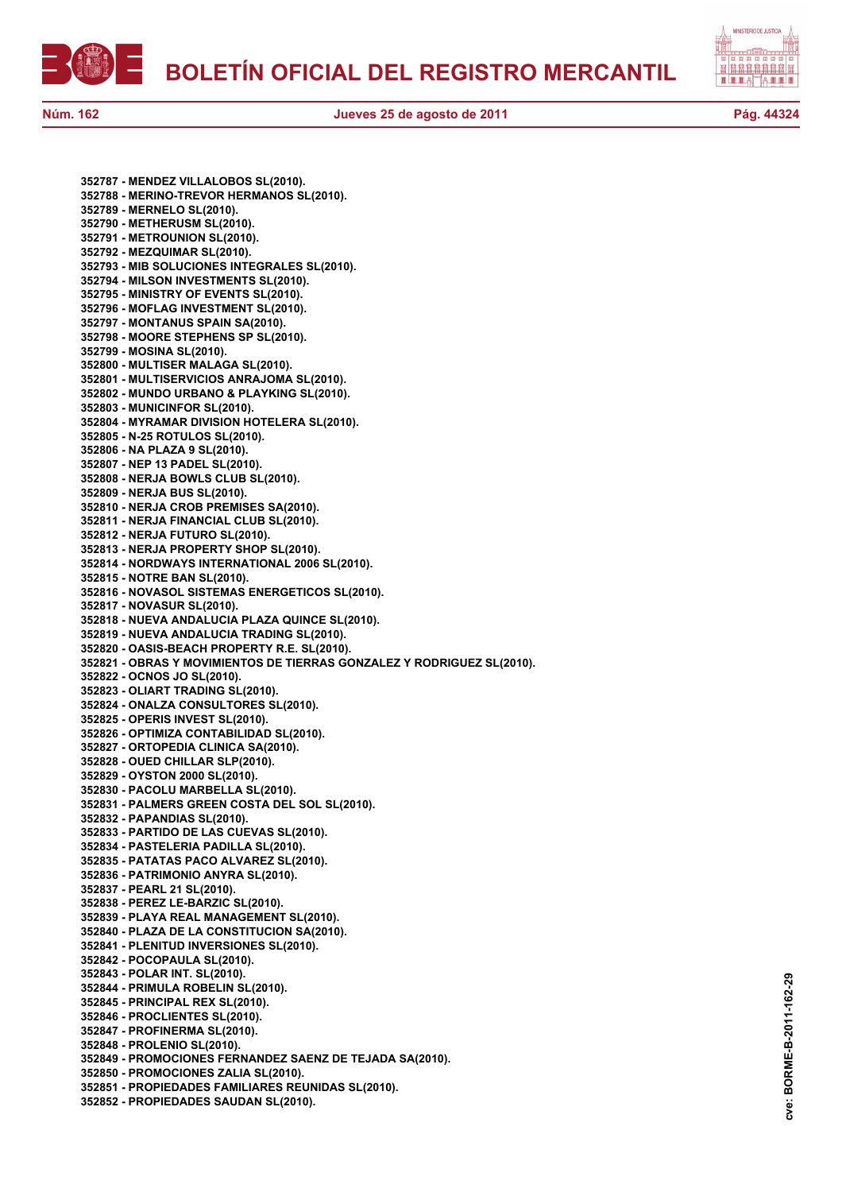**352787 - MENDEZ VILLALOBOS SL(2010).**
**352788 - MERINO-TREVOR HERMANOS SL(2010).**
**352789 - MERNELO SL(2010).**
**352790 - METHERUSM SL(2010).**
**352791 - METROUNION SL(2010).**
**352792 - MEZQUIMAR SL(2010).**
**352793 - MIB SOLUCIONES INTEGRALES SL(2010).**
**352794 - MILSON INVESTMENTS SL(2010).**
**352795 - MINISTRY OF EVENTS SL(2010).**
**352796 - MOFLAG INVESTMENT SL(2010).**
**352797 - MONTANUS SPAIN SA(2010).**
**352798 - MOORE STEPHENS SP SL(2010).**
**352799 - MOSINA SL(2010).**
**352800 - MULTISER MALAGA SL(2010).**
**352801 - MULTISERVICIOS ANRAJOMA SL(2010).**
**352802 - MUNDO URBANO & PLAYKING SL(2010).**
**352803 - MUNICINFOR SL(2010).**
**352804 - MYRAMAR DIVISION HOTELERA SL(2010).**
**352805 - N-25 ROTULOS SL(2010).**
**352806 - NA PLAZA 9 SL(2010).**
**352807 - NEP 13 PADEL SL(2010).**
**352808 - NERJA BOWLS CLUB SL(2010).**
**352809 - NERJA BUS SL(2010).**
**352810 - NERJA CROB PREMISES SA(2010).**
**352811 - NERJA FINANCIAL CLUB SL(2010).**
**352812 - NERJA FUTURO SL(2010).**
**352813 - NERJA PROPERTY SHOP SL(2010).**
**352814 - NORDWAYS INTERNATIONAL 2006 SL(2010).**
**352815 - NOTRE BAN SL(2010).**
**352816 - NOVASOL SISTEMAS ENERGETICOS SL(2010).**
**352817 - NOVASUR SL(2010).**
**352818 - NUEVA ANDALUCIA PLAZA QUINCE SL(2010).**
**352819 - NUEVA ANDALUCIA TRADING SL(2010).**
**352820 - OASIS-BEACH PROPERTY R.E. SL(2010).**
**352821 - OBRAS Y MOVIMIENTOS DE TIERRAS GONZALEZ Y RODRIGUEZ SL(2010).**
**352822 - OCNOS JO SL(2010).**
**352823 - OLIART TRADING SL(2010).**
**352824 - ONALZA CONSULTORES SL(2010).**
**352825 - OPERIS INVEST SL(2010).**
**352826 - OPTIMIZA CONTABILIDAD SL(2010).**
**352827 - ORTOPEDIA CLINICA SA(2010).**
**352828 - OUED CHILLAR SLP(2010).**
**352829 - OYSTON 2000 SL(2010).**
**352830 - PACOLU MARBELLA SL(2010).**
**352831 - PALMERS GREEN COSTA DEL SOL SL(2010).**
**352832 - PAPANDIAS SL(2010).**
**352833 - PARTIDO DE LAS CUEVAS SL(2010).**
**352834 - PASTELERIA PADILLA SL(2010).**
**352835 - PATATAS PACO ALVAREZ SL(2010).**
**352836 - PATRIMONIO ANYRA SL(2010).**
**352837 - PEARL 21 SL(2010).**
**352838 - PEREZ LE-BARZIC SL(2010).**
**352839 - PLAYA REAL MANAGEMENT SL(2010).**
**352840 - PLAZA DE LA CONSTITUCION SA(2010).**
**352841 - PLENITUD INVERSIONES SL(2010).**
**352842 - POCOPAULA SL(2010).**
**352843 - POLAR INT. SL(2010).**
**352844 - PRIMULA ROBELIN SL(2010).**
**352845 - PRINCIPAL REX SL(2010).**
**352846 - PROCLIENTES SL(2010).**
**352847 - PROFINERMA SL(2010).**
**352848 - PROLENIO SL(2010).**
**352849 - PROMOCIONES FERNANDEZ SAENZ DE TEJADA SA(2010).**
**352850 - PROMOCIONES ZALIA SL(2010).**
**352851 - PROPIEDADES FAMILIARES REUNIDAS SL(2010).**
**352852 - PROPIEDADES SAUDAN SL(2010).**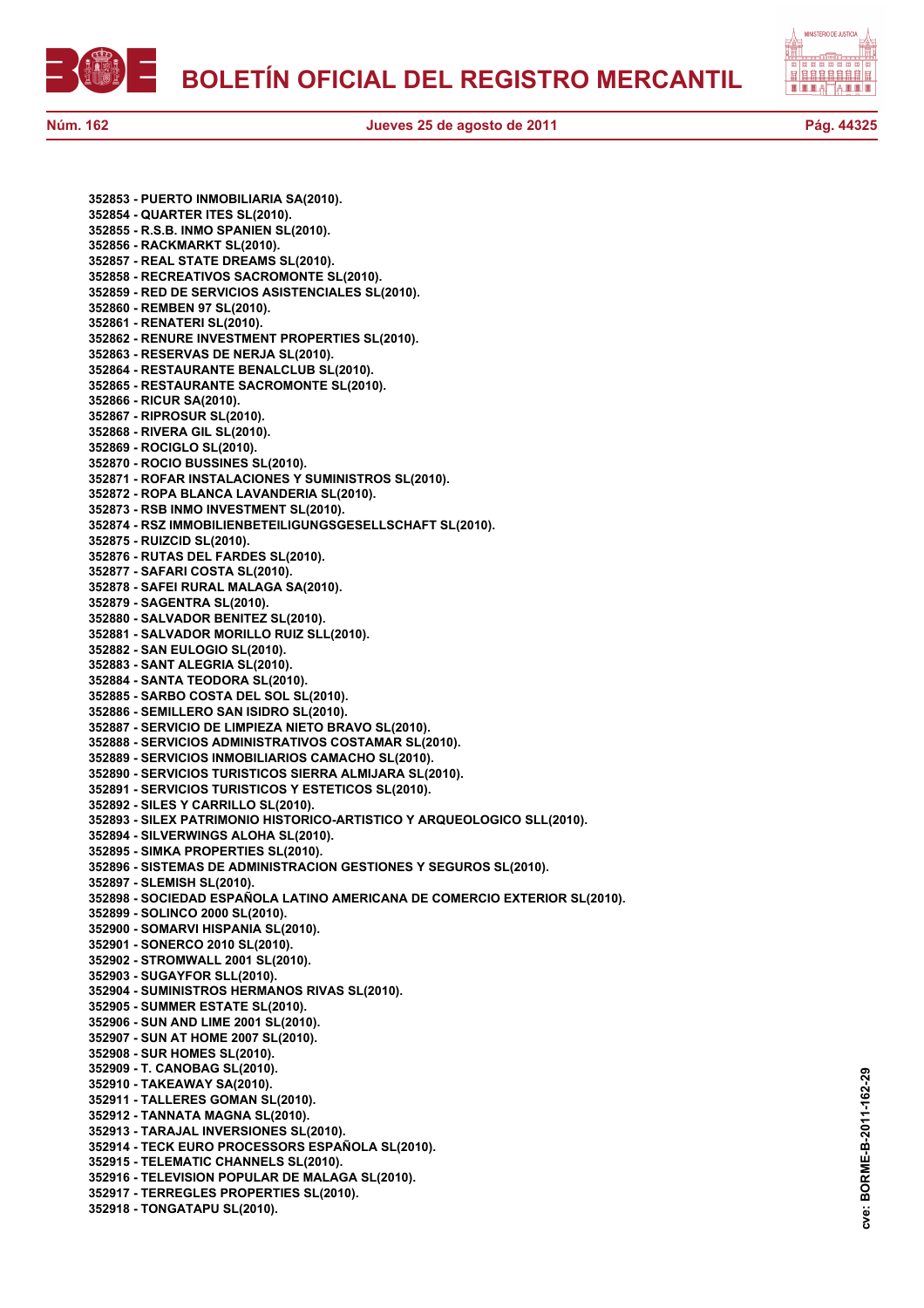**352853 - PUERTO INMOBILIARIA SA(2010).**
**352854 - QUARTER ITES SL(2010).**
**352855 - R.S.B. INMO SPANIEN SL(2010).**
**352856 - RACKMARKT SL(2010).**
**352857 - REAL STATE DREAMS SL(2010).**
**352858 - RECREATIVOS SACROMONTE SL(2010).**
**352859 - RED DE SERVICIOS ASISTENCIALES SL(2010).**
**352860 - REMBEN 97 SL(2010).**
**352861 - RENATERI SL(2010).**
**352862 - RENURE INVESTMENT PROPERTIES SL(2010).**
**352863 - RESERVAS DE NERJA SL(2010).**
**352864 - RESTAURANTE BENALCLUB SL(2010).**
**352865 - RESTAURANTE SACROMONTE SL(2010).**
**352866 - RICUR SA(2010).**
**352867 - RIPROSUR SL(2010).**
**352868 - RIVERA GIL SL(2010).**
**352869 - ROCIGLO SL(2010).**
**352870 - ROCIO BUSSINES SL(2010).**
**352871 - ROFAR INSTALACIONES Y SUMINISTROS SL(2010).**
**352872 - ROPA BLANCA LAVANDERIA SL(2010).**
**352873 - RSB INMO INVESTMENT SL(2010).**
**352874 - RSZ IMMOBILIENBETEILIGUNGSGESELLSCHAFT SL(2010).**
**352875 - RUIZCID SL(2010).**
**352876 - RUTAS DEL FARDES SL(2010).**
**352877 - SAFARI COSTA SL(2010).**
**352878 - SAFEI RURAL MALAGA SA(2010).**
**352879 - SAGENTRA SL(2010).**
**352880 - SALVADOR BENITEZ SL(2010).**
**352881 - SALVADOR MORILLO RUIZ SLL(2010).**
**352882 - SAN EULOGIO SL(2010).**
**352883 - SANT ALEGRIA SL(2010).**
**352884 - SANTA TEODORA SL(2010).**
**352885 - SARBO COSTA DEL SOL SL(2010).**
**352886 - SEMILLERO SAN ISIDRO SL(2010).**
**352887 - SERVICIO DE LIMPIEZA NIETO BRAVO SL(2010).**
**352888 - SERVICIOS ADMINISTRATIVOS COSTAMAR SL(2010).**
**352889 - SERVICIOS INMOBILIARIOS CAMACHO SL(2010).**
**352890 - SERVICIOS TURISTICOS SIERRA ALMIJARA SL(2010).**
**352891 - SERVICIOS TURISTICOS Y ESTETICOS SL(2010).**
**352892 - SILES Y CARRILLO SL(2010).**
**352893 - SILEX PATRIMONIO HISTORICO-ARTISTICO Y ARQUEOLOGICO SLL(2010).**
**352894 - SILVERWINGS ALOHA SL(2010).**
**352895 - SIMKA PROPERTIES SL(2010).**
**352896 - SISTEMAS DE ADMINISTRACION GESTIONES Y SEGUROS SL(2010).**
**352897 - SLEMISH SL(2010).**
**352898 - SOCIEDAD ESPAÑOLA LATINO AMERICANA DE COMERCIO EXTERIOR SL(2010).**
**352899 - SOLINCO 2000 SL(2010).**
**352900 - SOMARVI HISPANIA SL(2010).**
**352901 - SONERCO 2010 SL(2010).**
**352902 - STROMWALL 2001 SL(2010).**
**352903 - SUGAYFOR SLL(2010).**
**352904 - SUMINISTROS HERMANOS RIVAS SL(2010).**
**352905 - SUMMER ESTATE SL(2010).**
**352906 - SUN AND LIME 2001 SL(2010).**
**352907 - SUN AT HOME 2007 SL(2010).**
**352908 - SUR HOMES SL(2010).**
**352909 - T. CANOBAG SL(2010).**
**352910 - TAKEAWAY SA(2010).**
**352911 - TALLERES GOMAN SL(2010).**
**352912 - TANNATA MAGNA SL(2010).**
**352913 - TARAJAL INVERSIONES SL(2010).**
**352914 - TECK EURO PROCESSORS ESPAÑOLA SL(2010).**
**352915 - TELEMATIC CHANNELS SL(2010).**
**352916 - TELEVISION POPULAR DE MALAGA SL(2010).**
**352917 - TERREGLES PROPERTIES SL(2010).**
**352918 - TONGATAPU SL(2010).**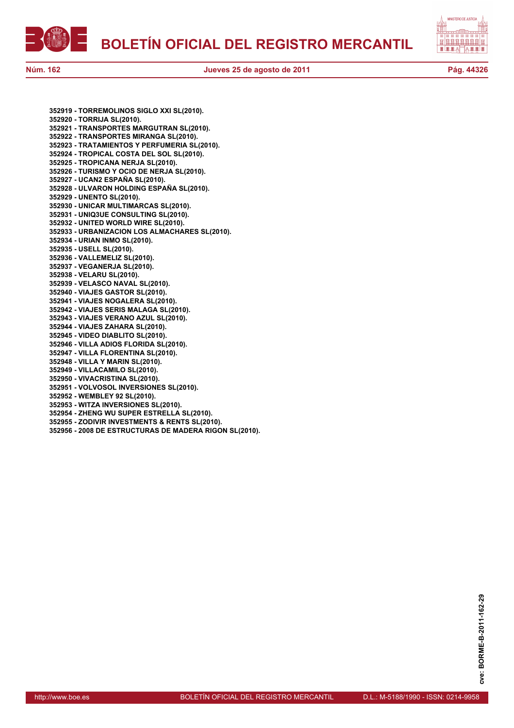**352919 - TORREMOLINOS SIGLO XXI SL(2010).**
**352920 - TORRIJA SL(2010).**
**352921 - TRANSPORTES MARGUTRAN SL(2010).**
**352922 - TRANSPORTES MIRANGA SL(2010).**
**352923 - TRATAMIENTOS Y PERFUMERIA SL(2010).**
**352924 - TROPICAL COSTA DEL SOL SL(2010).**
**352925 - TROPICANA NERJA SL(2010).**
**352926 - TURISMO Y OCIO DE NERJA SL(2010).**
**352927 - UCAN2 ESPAÑA SL(2010).**
**352928 - ULVARON HOLDING ESPAÑA SL(2010).**
**352929 - UNENTO SL(2010).**
**352930 - UNICAR MULTIMARCAS SL(2010).**
**352931 - UNIQ3UE CONSULTING SL(2010).**
**352932 - UNITED WORLD WIRE SL(2010).**
**352933 - URBANIZACION LOS ALMACHARES SL(2010).**
**352934 - URIAN INMO SL(2010).**
**352935 - USELL SL(2010).**
**352936 - VALLEMELIZ SL(2010).**
**352937 - VEGANERJA SL(2010).**
**352938 - VELARU SL(2010).**
**352939 - VELASCO NAVAL SL(2010).**
**352940 - VIAJES GASTOR SL(2010).**
**352941 - VIAJES NOGALERA SL(2010).**
**352942 - VIAJES SERIS MALAGA SL(2010).**
**352943 - VIAJES VERANO AZUL SL(2010).**
**352944 - VIAJES ZAHARA SL(2010).**
**352945 - VIDEO DIABLITO SL(2010).**
**352946 - VILLA ADIOS FLORIDA SL(2010).**
**352947 - VILLA FLORENTINA SL(2010).**
**352948 - VILLA Y MARIN SL(2010).**
**352949 - VILLACAMILO SL(2010).**
**352950 - VIVACRISTINA SL(2010).**
**352951 - VOLVOSOL INVERSIONES SL(2010).**
**352952 - WEMBLEY 92 SL(2010).**
**352953 - WITZA INVERSIONES SL(2010).**
**352954 - ZHENG WU SUPER ESTRELLA SL(2010).**
**352955 - ZODIVIR INVESTMENTS & RENTS SL(2010).**
**352956 - 2008 DE ESTRUCTURAS DE MADERA RIGON SL(2010).**